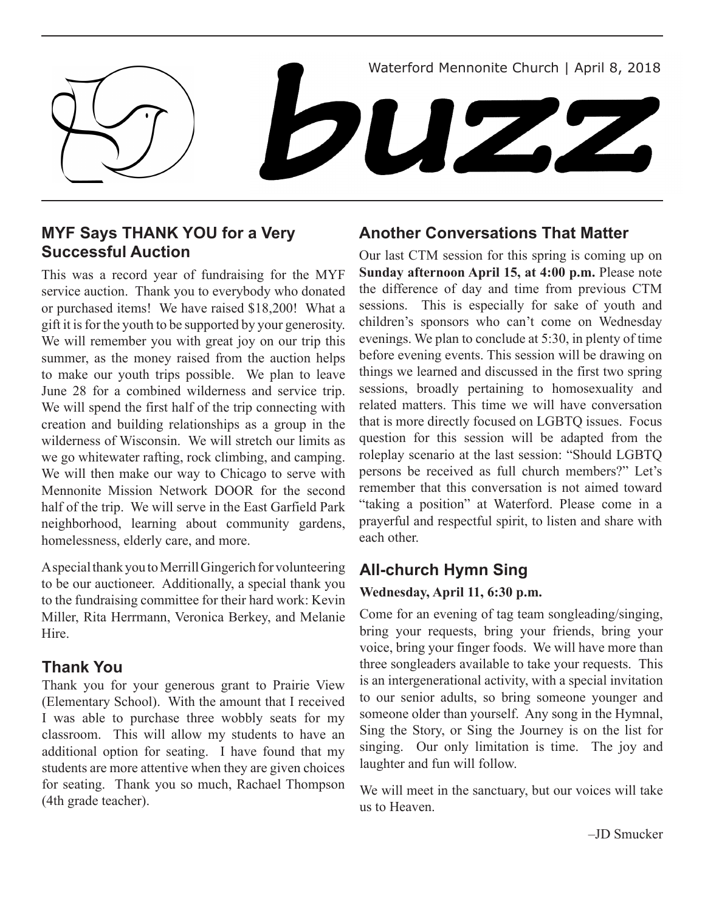Waterford Mennonite Church | April 8, 2018

# buzz

## MYF Says THANK YOU for a Very Successful Auction

This was a record year of fundraising for the MYF service auction. Thank you to everybody who donated or purchased items! We have raised $18,200! What a gift it is for the youth to be supported by your generosity. We will remember you with great joy on our trip this summer, as the money raised from the auction helps to make our youth trips possible. We plan to leave June 28 for a combined wilderness and service trip. We will spend the first half of the trip connecting with creation and building relationships as a group in the wilderness of Wisconsin. We will stretch our limits as we go whitewater rafting, rock climbing, and camping. We will then make our way to Chicago to serve with Mennonite Mission Network DOOR for the second half of the trip. We will serve in the East Garfield Park neighborhood, learning about community gardens, homelessness, elderly care, and more.

A special thank you to Merrill Gingerich for volunteering to be our auctioneer. Additionally, a special thank you to the fundraising committee for their hard work: Kevin Miller, Rita Herrmann, Veronica Berkey, and Melanie Hire.

## Thank You

Thank you for your generous grant to Prairie View (Elementary School). With the amount that I received I was able to purchase three wobbly seats for my classroom. This will allow my students to have an additional option for seating. I have found that my students are more attentive when they are given choices for seating. Thank you so much, Rachael Thompson (4th grade teacher).

## Another Conversations That Matter

Our last CTM session for this spring is coming up on **Sunday afternoon April 15, at 4:00 p.m.** Please note the difference of day and time from previous CTM sessions. This is especially for sake of youth and children's sponsors who can't come on Wednesday evenings. We plan to conclude at 5:30, in plenty of time before evening events. This session will be drawing on things we learned and discussed in the first two spring sessions, broadly pertaining to homosexuality and related matters. This time we will have conversation that is more directly focused on LGBTQ issues. Focus question for this session will be adapted from the roleplay scenario at the last session: "Should LGBTQ persons be received as full church members?" Let's remember that this conversation is not aimed toward "taking a position" at Waterford. Please come in a prayerful and respectful spirit, to listen and share with each other.

## All-church Hymn Sing

**Wednesday, April 11, 6:30 p.m.**

Come for an evening of tag team songleading/singing, bring your requests, bring your friends, bring your voice, bring your finger foods. We will have more than three songleaders available to take your requests. This is an intergenerational activity, with a special invitation to our senior adults, so bring someone younger and someone older than yourself. Any song in the Hymnal, Sing the Story, or Sing the Journey is on the list for singing. Our only limitation is time. The joy and laughter and fun will follow.

We will meet in the sanctuary, but our voices will take us to Heaven.

–JD Smucker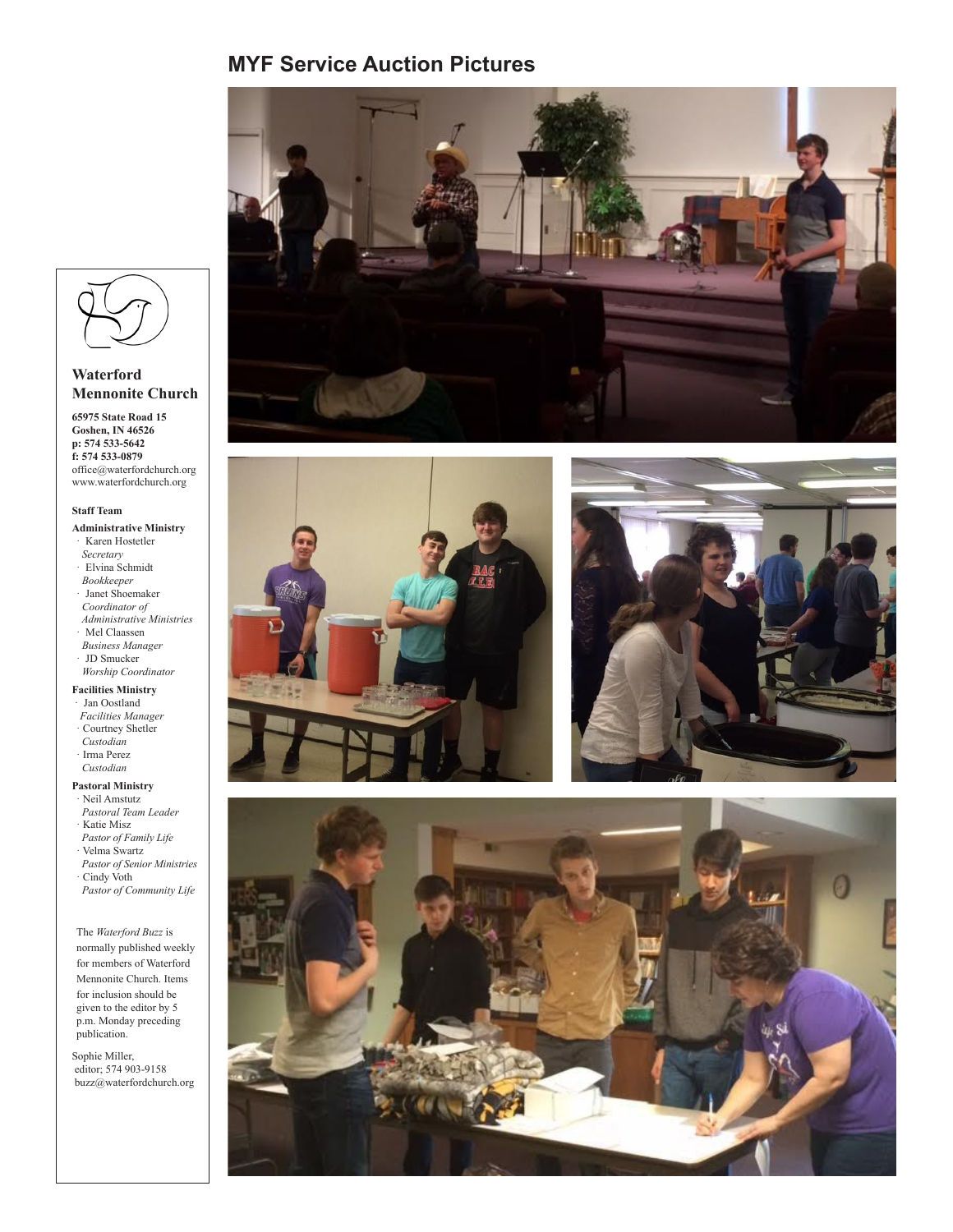## MYF Service Auction Pictures

**Waterford Mennonite Church**

**65975 State Road 15**
**Goshen, IN 46526**
**p: 574 533-5642**
**f: 574 533-0879**
office@waterfordchurch.org
www.waterfordchurch.org

**Staff Team**

**Administrative Ministry**
- Karen Hostetler
  *Secretary*
- Elvina Schmidt
  *Bookkeeper*
- Janet Shoemaker
  *Coordinator of Administrative Ministries*
- Mel Claassen
  *Business Manager*
- JD Smucker
  *Worship Coordinator*

**Facilities Ministry**
- Jan Oostland
  *Facilities Manager*
- Courtney Shetler
  *Custodian*
- Irma Perez
  *Custodian*

**Pastoral Ministry**
- Neil Amstutz
  *Pastoral Team Leader*
- Katie Misz
  *Pastor of Family Life*
- Velma Swartz
  *Pastor of Senior Ministries*
- Cindy Voth
  *Pastor of Community Life*

The *Waterford Buzz* is normally published weekly for members of Waterford Mennonite Church. Items for inclusion should be given to the editor by 5 p.m. Monday preceding publication.

Sophie Miller, editor; 574 903-9158
buzz@waterfordchurch.org